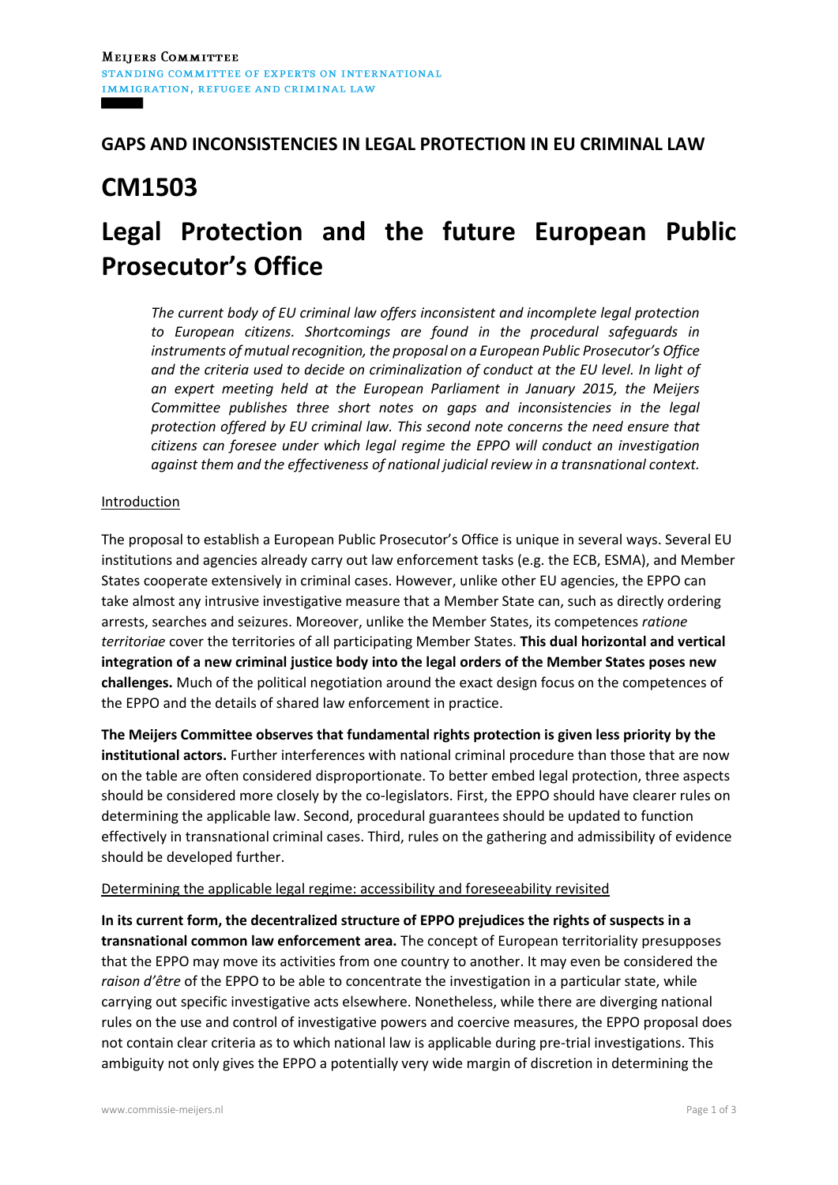Meijers Committee
STANDING COMMITTEE OF EXPERTS ON INTERNATIONAL IMMIGRATION, REFUGEE AND CRIMINAL LAW

## GAPS AND INCONSISTENCIES IN LEGAL PROTECTION IN EU CRIMINAL LAW

# CM1503

# Legal Protection and the future European Public Prosecutor's Office

*The current body of EU criminal law offers inconsistent and incomplete legal protection to European citizens. Shortcomings are found in the procedural safeguards in instruments of mutual recognition, the proposal on a European Public Prosecutor's Office and the criteria used to decide on criminalization of conduct at the EU level. In light of an expert meeting held at the European Parliament in January 2015, the Meijers Committee publishes three short notes on gaps and inconsistencies in the legal protection offered by EU criminal law. This second note concerns the need ensure that citizens can foresee under which legal regime the EPPO will conduct an investigation against them and the effectiveness of national judicial review in a transnational context.*

Introduction

The proposal to establish a European Public Prosecutor's Office is unique in several ways. Several EU institutions and agencies already carry out law enforcement tasks (e.g. the ECB, ESMA), and Member States cooperate extensively in criminal cases. However, unlike other EU agencies, the EPPO can take almost any intrusive investigative measure that a Member State can, such as directly ordering arrests, searches and seizures. Moreover, unlike the Member States, its competences *ratione territoriae* cover the territories of all participating Member States. **This dual horizontal and vertical integration of a new criminal justice body into the legal orders of the Member States poses new challenges.** Much of the political negotiation around the exact design focus on the competences of the EPPO and the details of shared law enforcement in practice.

**The Meijers Committee observes that fundamental rights protection is given less priority by the institutional actors.** Further interferences with national criminal procedure than those that are now on the table are often considered disproportionate. To better embed legal protection, three aspects should be considered more closely by the co-legislators. First, the EPPO should have clearer rules on determining the applicable law. Second, procedural guarantees should be updated to function effectively in transnational criminal cases. Third, rules on the gathering and admissibility of evidence should be developed further.

Determining the applicable legal regime: accessibility and foreseeability revisited

**In its current form, the decentralized structure of EPPO prejudices the rights of suspects in a transnational common law enforcement area.** The concept of European territoriality presupposes that the EPPO may move its activities from one country to another. It may even be considered the *raison d'être* of the EPPO to be able to concentrate the investigation in a particular state, while carrying out specific investigative acts elsewhere. Nonetheless, while there are diverging national rules on the use and control of investigative powers and coercive measures, the EPPO proposal does not contain clear criteria as to which national law is applicable during pre-trial investigations. This ambiguity not only gives the EPPO a potentially very wide margin of discretion in determining the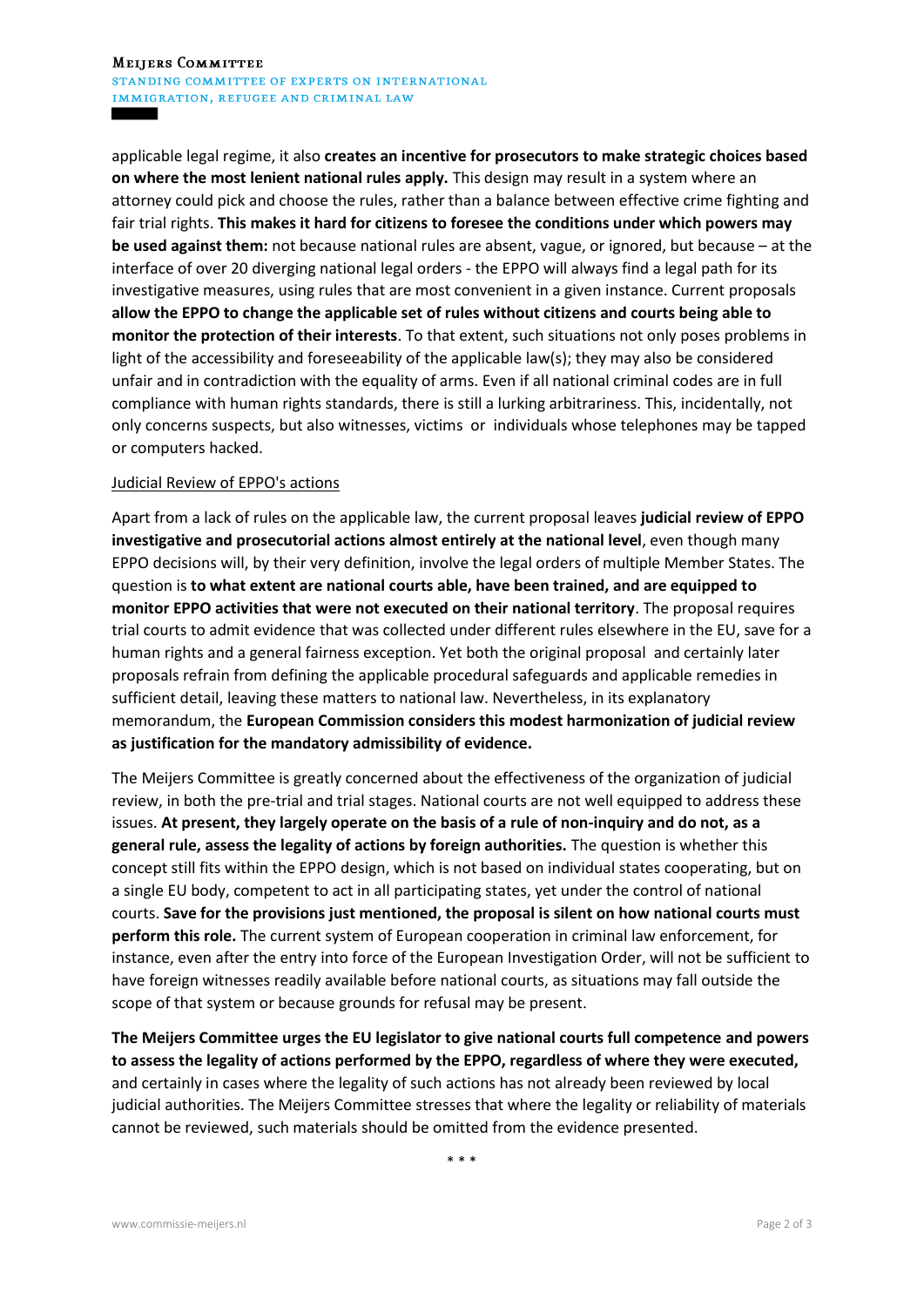applicable legal regime, it also **creates an incentive for prosecutors to make strategic choices based on where the most lenient national rules apply.** This design may result in a system where an attorney could pick and choose the rules, rather than a balance between effective crime fighting and fair trial rights. **This makes it hard for citizens to foresee the conditions under which powers may be used against them:** not because national rules are absent, vague, or ignored, but because – at the interface of over 20 diverging national legal orders - the EPPO will always find a legal path for its investigative measures, using rules that are most convenient in a given instance. Current proposals **allow the EPPO to change the applicable set of rules without citizens and courts being able to monitor the protection of their interests**. To that extent, such situations not only poses problems in light of the accessibility and foreseeability of the applicable law(s); they may also be considered unfair and in contradiction with the equality of arms. Even if all national criminal codes are in full compliance with human rights standards, there is still a lurking arbitrariness. This, incidentally, not only concerns suspects, but also witnesses, victims or individuals whose telephones may be tapped or computers hacked.

<u>Judicial Review of EPPO's actions</u>

Apart from a lack of rules on the applicable law, the current proposal leaves **judicial review of EPPO investigative and prosecutorial actions almost entirely at the national level**, even though many EPPO decisions will, by their very definition, involve the legal orders of multiple Member States. The question is **to what extent are national courts able, have been trained, and are equipped to monitor EPPO activities that were not executed on their national territory**. The proposal requires trial courts to admit evidence that was collected under different rules elsewhere in the EU, save for a human rights and a general fairness exception. Yet both the original proposal and certainly later proposals refrain from defining the applicable procedural safeguards and applicable remedies in sufficient detail, leaving these matters to national law. Nevertheless, in its explanatory memorandum, the **European Commission considers this modest harmonization of judicial review as justification for the mandatory admissibility of evidence.**

The Meijers Committee is greatly concerned about the effectiveness of the organization of judicial review, in both the pre-trial and trial stages. National courts are not well equipped to address these issues. **At present, they largely operate on the basis of a rule of non-inquiry and do not, as a general rule, assess the legality of actions by foreign authorities.** The question is whether this concept still fits within the EPPO design, which is not based on individual states cooperating, but on a single EU body, competent to act in all participating states, yet under the control of national courts. **Save for the provisions just mentioned, the proposal is silent on how national courts must perform this role.** The current system of European cooperation in criminal law enforcement, for instance, even after the entry into force of the European Investigation Order, will not be sufficient to have foreign witnesses readily available before national courts, as situations may fall outside the scope of that system or because grounds for refusal may be present.

**The Meijers Committee urges the EU legislator to give national courts full competence and powers to assess the legality of actions performed by the EPPO, regardless of where they were executed,** and certainly in cases where the legality of such actions has not already been reviewed by local judicial authorities. The Meijers Committee stresses that where the legality or reliability of materials cannot be reviewed, such materials should be omitted from the evidence presented.

\* \* \*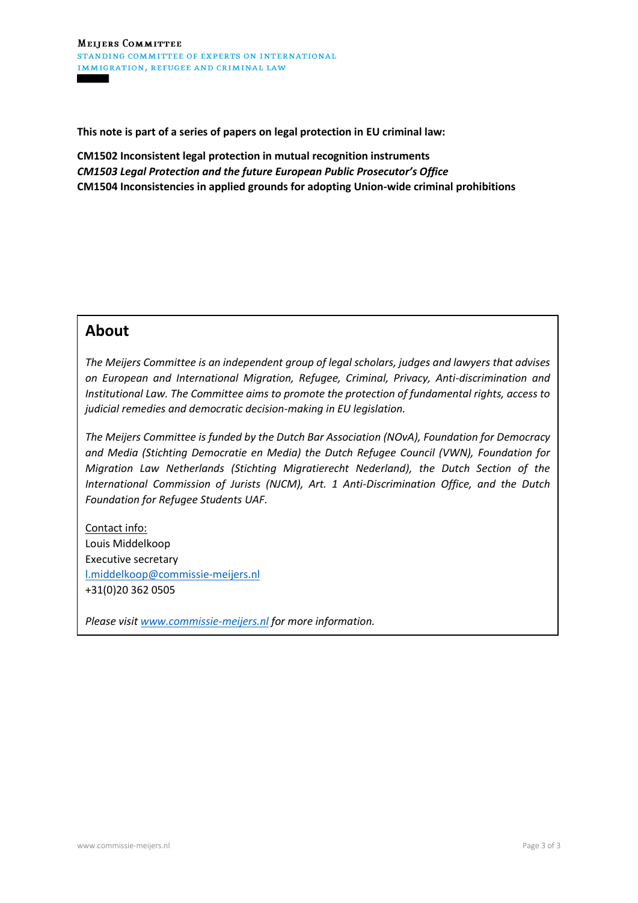**Meijers Committee**
STANDING COMMITTEE OF EXPERTS ON INTERNATIONAL IMMIGRATION, REFUGEE AND CRIMINAL LAW

**This note is part of a series of papers on legal protection in EU criminal law:**

**CM1502 Inconsistent legal protection in mutual recognition instruments**
***CM1503 Legal Protection and the future European Public Prosecutor's Office***
**CM1504 Inconsistencies in applied grounds for adopting Union-wide criminal prohibitions**

## About

*The Meijers Committee is an independent group of legal scholars, judges and lawyers that advises on European and International Migration, Refugee, Criminal, Privacy, Anti-discrimination and Institutional Law. The Committee aims to promote the protection of fundamental rights, access to judicial remedies and democratic decision-making in EU legislation.*

*The Meijers Committee is funded by the Dutch Bar Association (NOvA), Foundation for Democracy and Media (Stichting Democratie en Media) the Dutch Refugee Council (VWN), Foundation for Migration Law Netherlands (Stichting Migratierecht Nederland), the Dutch Section of the International Commission of Jurists (NJCM), Art. 1 Anti-Discrimination Office, and the Dutch Foundation for Refugee Students UAF.*

Contact info:
Louis Middelkoop
Executive secretary
l.middelkoop@commissie-meijers.nl
+31(0)20 362 0505

*Please visit www.commissie-meijers.nl for more information.*